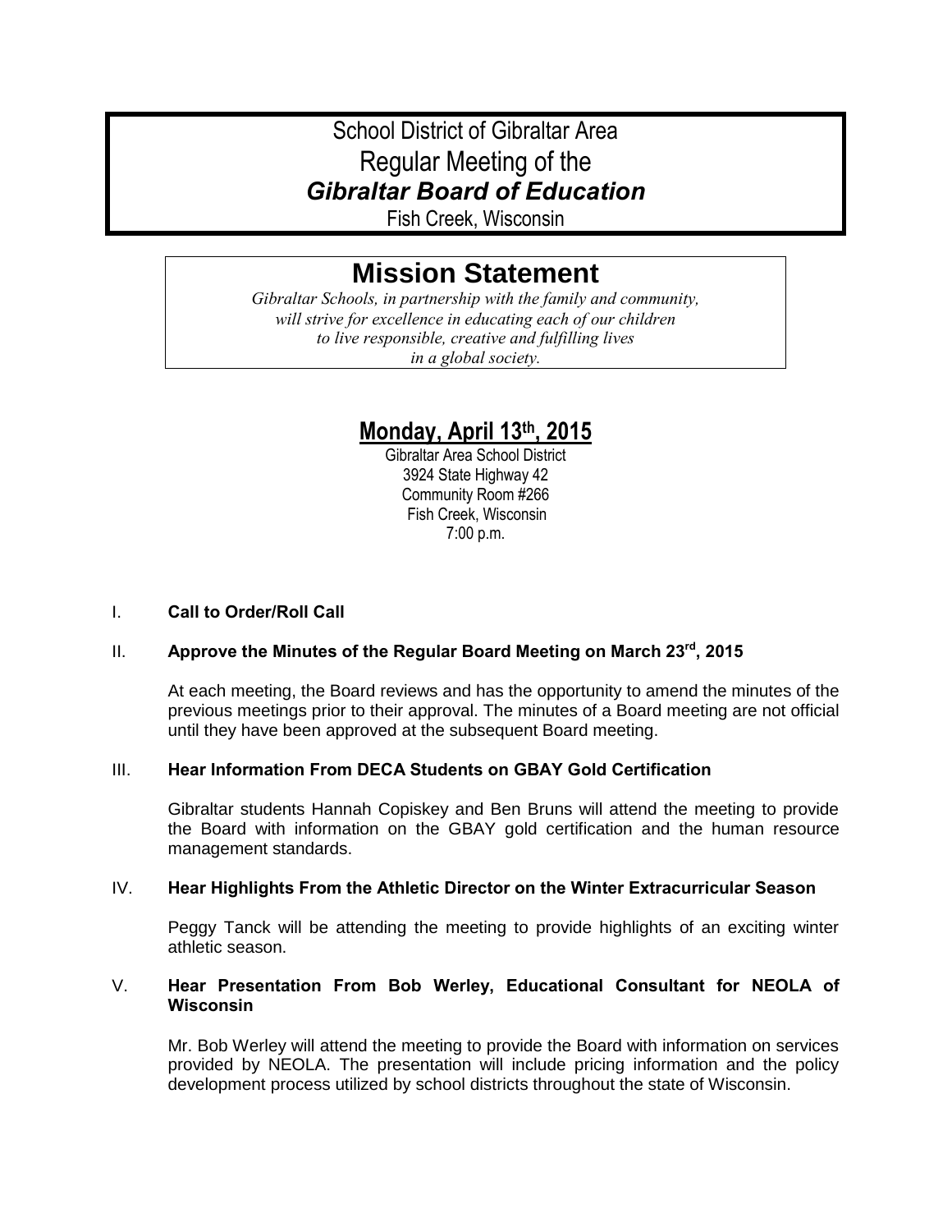# School District of Gibraltar Area
# Regular Meeting of the
# *Gibraltar Board of Education*
Fish Creek, Wisconsin

## Mission Statement

*Gibraltar Schools, in partnership with the family and community, will strive for excellence in educating each of our children to live responsible, creative and fulfilling lives in a global society.*

## Monday, April 13th, 2015

Gibraltar Area School District
3924 State Highway 42
Community Room #266
Fish Creek, Wisconsin
7:00 p.m.

I. **Call to Order/Roll Call**

II. **Approve the Minutes of the Regular Board Meeting on March 23rd, 2015**

At each meeting, the Board reviews and has the opportunity to amend the minutes of the previous meetings prior to their approval. The minutes of a Board meeting are not official until they have been approved at the subsequent Board meeting.

III. **Hear Information From DECA Students on GBAY Gold Certification**

Gibraltar students Hannah Copiskey and Ben Bruns will attend the meeting to provide the Board with information on the GBAY gold certification and the human resource management standards.

IV. **Hear Highlights From the Athletic Director on the Winter Extracurricular Season**

Peggy Tanck will be attending the meeting to provide highlights of an exciting winter athletic season.

V. **Hear Presentation From Bob Werley, Educational Consultant for NEOLA of Wisconsin**

Mr. Bob Werley will attend the meeting to provide the Board with information on services provided by NEOLA. The presentation will include pricing information and the policy development process utilized by school districts throughout the state of Wisconsin.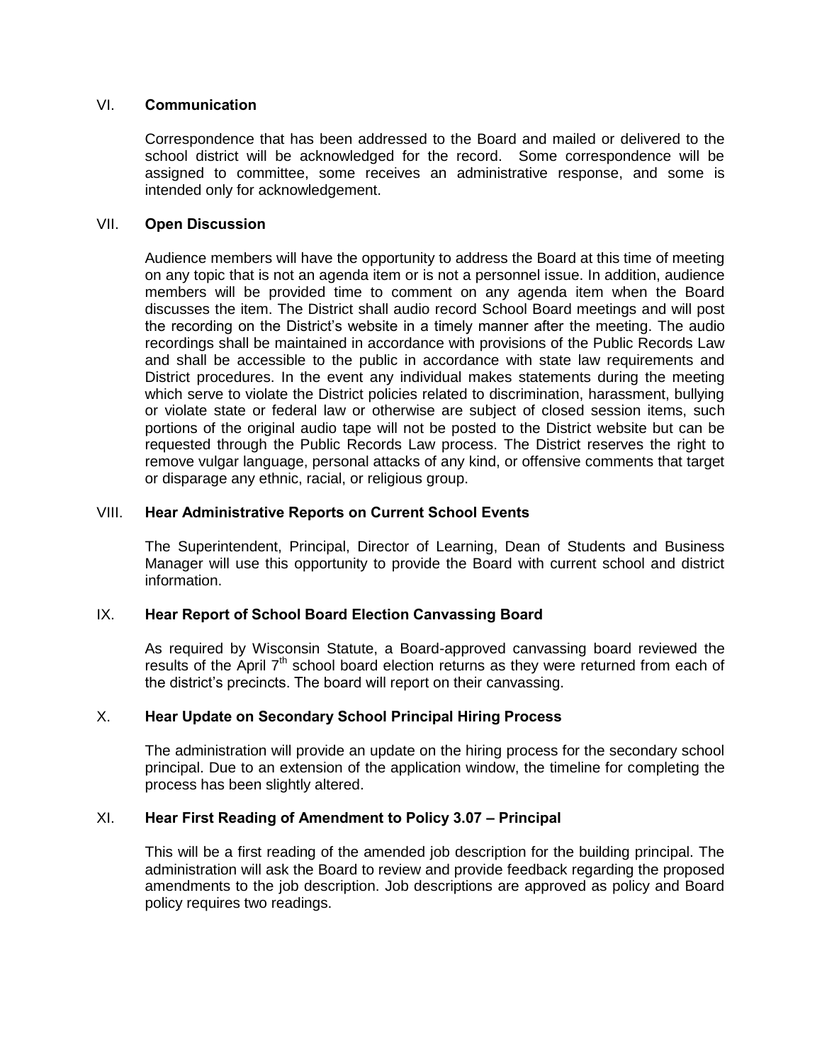## VI. **Communication**

Correspondence that has been addressed to the Board and mailed or delivered to the school district will be acknowledged for the record. Some correspondence will be assigned to committee, some receives an administrative response, and some is intended only for acknowledgement.

## VII. **Open Discussion**

Audience members will have the opportunity to address the Board at this time of meeting on any topic that is not an agenda item or is not a personnel issue. In addition, audience members will be provided time to comment on any agenda item when the Board discusses the item. The District shall audio record School Board meetings and will post the recording on the District's website in a timely manner after the meeting. The audio recordings shall be maintained in accordance with provisions of the Public Records Law and shall be accessible to the public in accordance with state law requirements and District procedures. In the event any individual makes statements during the meeting which serve to violate the District policies related to discrimination, harassment, bullying or violate state or federal law or otherwise are subject of closed session items, such portions of the original audio tape will not be posted to the District website but can be requested through the Public Records Law process. The District reserves the right to remove vulgar language, personal attacks of any kind, or offensive comments that target or disparage any ethnic, racial, or religious group.

## VIII. **Hear Administrative Reports on Current School Events**

The Superintendent, Principal, Director of Learning, Dean of Students and Business Manager will use this opportunity to provide the Board with current school and district information.

## IX. **Hear Report of School Board Election Canvassing Board**

As required by Wisconsin Statute, a Board-approved canvassing board reviewed the results of the April 7th school board election returns as they were returned from each of the district's precincts. The board will report on their canvassing.

## X. **Hear Update on Secondary School Principal Hiring Process**

The administration will provide an update on the hiring process for the secondary school principal. Due to an extension of the application window, the timeline for completing the process has been slightly altered.

## XI. **Hear First Reading of Amendment to Policy 3.07 – Principal**

This will be a first reading of the amended job description for the building principal. The administration will ask the Board to review and provide feedback regarding the proposed amendments to the job description. Job descriptions are approved as policy and Board policy requires two readings.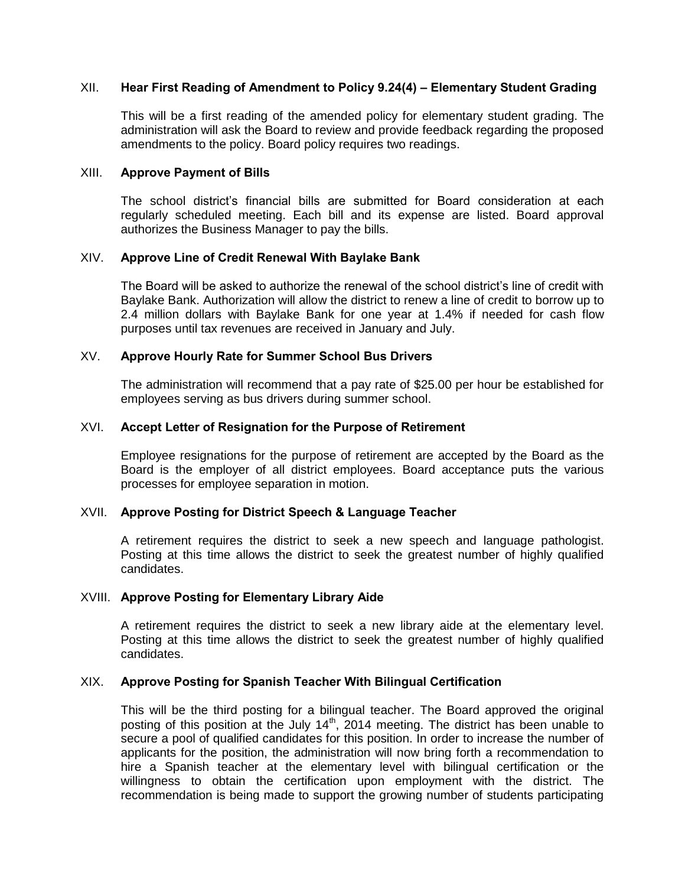XII. **Hear First Reading of Amendment to Policy 9.24(4) – Elementary Student Grading**

This will be a first reading of the amended policy for elementary student grading. The administration will ask the Board to review and provide feedback regarding the proposed amendments to the policy. Board policy requires two readings.

XIII. **Approve Payment of Bills**

The school district's financial bills are submitted for Board consideration at each regularly scheduled meeting. Each bill and its expense are listed. Board approval authorizes the Business Manager to pay the bills.

XIV. **Approve Line of Credit Renewal With Baylake Bank**

The Board will be asked to authorize the renewal of the school district's line of credit with Baylake Bank. Authorization will allow the district to renew a line of credit to borrow up to 2.4 million dollars with Baylake Bank for one year at 1.4% if needed for cash flow purposes until tax revenues are received in January and July.

XV. **Approve Hourly Rate for Summer School Bus Drivers**

The administration will recommend that a pay rate of $25.00 per hour be established for employees serving as bus drivers during summer school.

XVI. **Accept Letter of Resignation for the Purpose of Retirement**

Employee resignations for the purpose of retirement are accepted by the Board as the Board is the employer of all district employees. Board acceptance puts the various processes for employee separation in motion.

XVII. **Approve Posting for District Speech & Language Teacher**

A retirement requires the district to seek a new speech and language pathologist. Posting at this time allows the district to seek the greatest number of highly qualified candidates.

XVIII. **Approve Posting for Elementary Library Aide**

A retirement requires the district to seek a new library aide at the elementary level. Posting at this time allows the district to seek the greatest number of highly qualified candidates.

XIX. **Approve Posting for Spanish Teacher With Bilingual Certification**

This will be the third posting for a bilingual teacher. The Board approved the original posting of this position at the July 14th, 2014 meeting. The district has been unable to secure a pool of qualified candidates for this position. In order to increase the number of applicants for the position, the administration will now bring forth a recommendation to hire a Spanish teacher at the elementary level with bilingual certification or the willingness to obtain the certification upon employment with the district. The recommendation is being made to support the growing number of students participating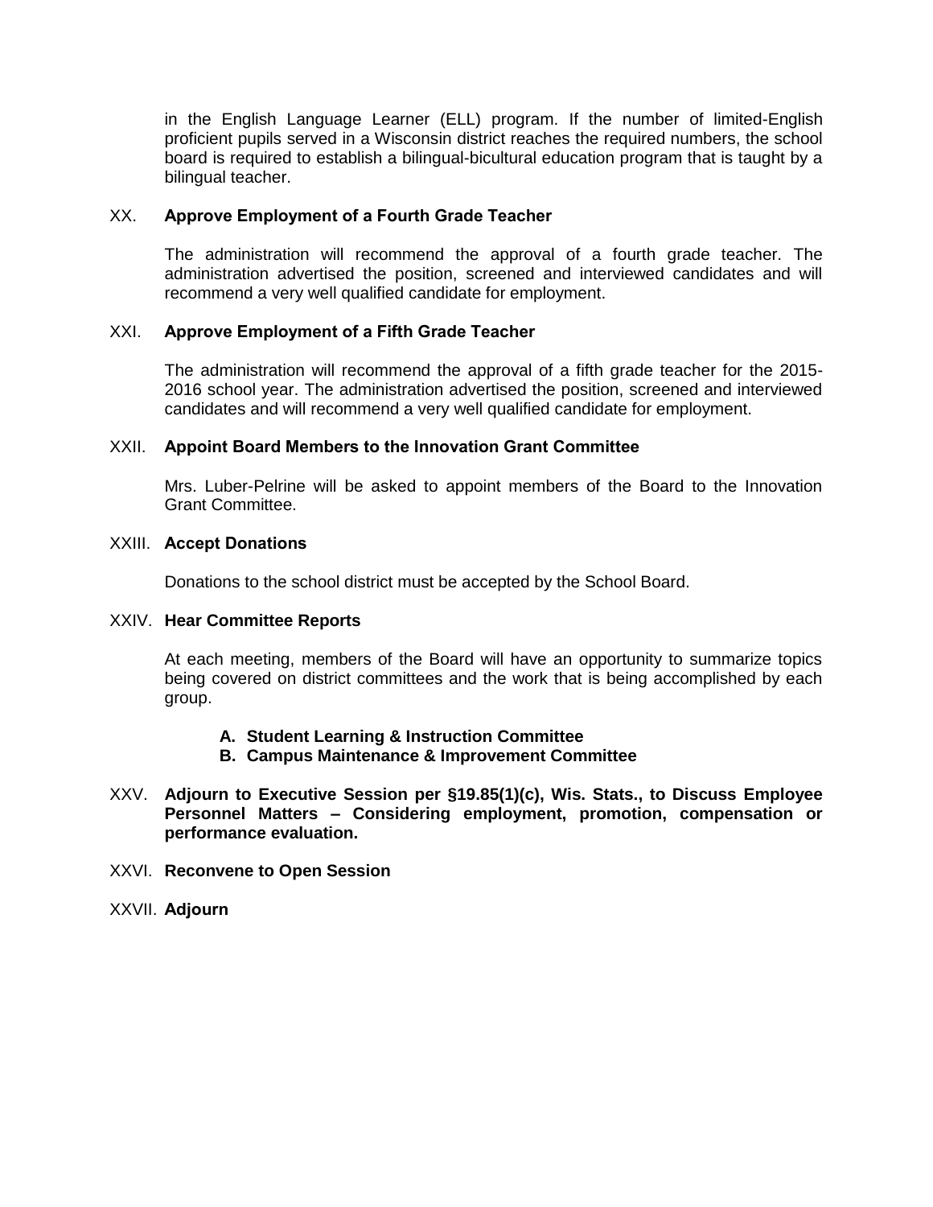in the English Language Learner (ELL) program. If the number of limited-English proficient pupils served in a Wisconsin district reaches the required numbers, the school board is required to establish a bilingual-bicultural education program that is taught by a bilingual teacher.

XX. **Approve Employment of a Fourth Grade Teacher**

The administration will recommend the approval of a fourth grade teacher. The administration advertised the position, screened and interviewed candidates and will recommend a very well qualified candidate for employment.

XXI. **Approve Employment of a Fifth Grade Teacher**

The administration will recommend the approval of a fifth grade teacher for the 2015-2016 school year. The administration advertised the position, screened and interviewed candidates and will recommend a very well qualified candidate for employment.

XXII. **Appoint Board Members to the Innovation Grant Committee**

Mrs. Luber-Pelrine will be asked to appoint members of the Board to the Innovation Grant Committee.

XXIII. **Accept Donations**

Donations to the school district must be accepted by the School Board.

XXIV. **Hear Committee Reports**

At each meeting, members of the Board will have an opportunity to summarize topics being covered on district committees and the work that is being accomplished by each group.

- **A. Student Learning & Instruction Committee**
- **B. Campus Maintenance & Improvement Committee**

XXV. **Adjourn to Executive Session per §19.85(1)(c), Wis. Stats., to Discuss Employee Personnel Matters – Considering employment, promotion, compensation or performance evaluation.**

XXVI. **Reconvene to Open Session**

XXVII. **Adjourn**